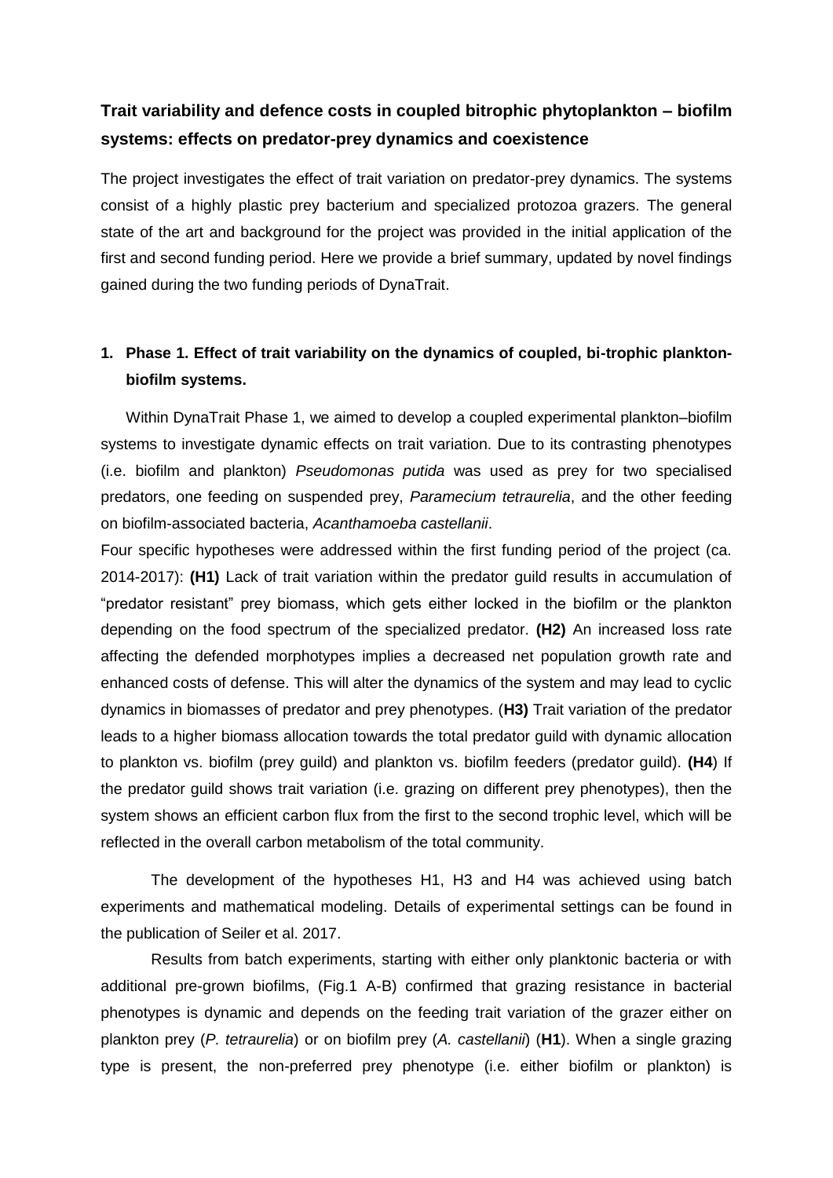# Trait variability and defence costs in coupled bitrophic phytoplankton – biofilm systems: effects on predator-prey dynamics and coexistence

The project investigates the effect of trait variation on predator-prey dynamics. The systems consist of a highly plastic prey bacterium and specialized protozoa grazers. The general state of the art and background for the project was provided in the initial application of the first and second funding period. Here we provide a brief summary, updated by novel findings gained during the two funding periods of DynaTrait.

## 1. Phase 1. Effect of trait variability on the dynamics of coupled, bi-trophic plankton-biofilm systems.

Within DynaTrait Phase 1, we aimed to develop a coupled experimental plankton–biofilm systems to investigate dynamic effects on trait variation. Due to its contrasting phenotypes (i.e. biofilm and plankton) *Pseudomonas putida* was used as prey for two specialised predators, one feeding on suspended prey, *Paramecium tetraurelia*, and the other feeding on biofilm-associated bacteria, *Acanthamoeba castellanii*.

Four specific hypotheses were addressed within the first funding period of the project (ca. 2014-2017): **(H1)** Lack of trait variation within the predator guild results in accumulation of "predator resistant" prey biomass, which gets either locked in the biofilm or the plankton depending on the food spectrum of the specialized predator. **(H2)** An increased loss rate affecting the defended morphotypes implies a decreased net population growth rate and enhanced costs of defense. This will alter the dynamics of the system and may lead to cyclic dynamics in biomasses of predator and prey phenotypes. (**H3)** Trait variation of the predator leads to a higher biomass allocation towards the total predator guild with dynamic allocation to plankton vs. biofilm (prey guild) and plankton vs. biofilm feeders (predator guild). **(H4**) If the predator guild shows trait variation (i.e. grazing on different prey phenotypes), then the system shows an efficient carbon flux from the first to the second trophic level, which will be reflected in the overall carbon metabolism of the total community.

The development of the hypotheses H1, H3 and H4 was achieved using batch experiments and mathematical modeling. Details of experimental settings can be found in the publication of Seiler et al. 2017.

Results from batch experiments, starting with either only planktonic bacteria or with additional pre-grown biofilms, (Fig.1 A-B) confirmed that grazing resistance in bacterial phenotypes is dynamic and depends on the feeding trait variation of the grazer either on plankton prey (*P. tetraurelia*) or on biofilm prey (*A. castellanii*) (**H1**). When a single grazing type is present, the non-preferred prey phenotype (i.e. either biofilm or plankton) is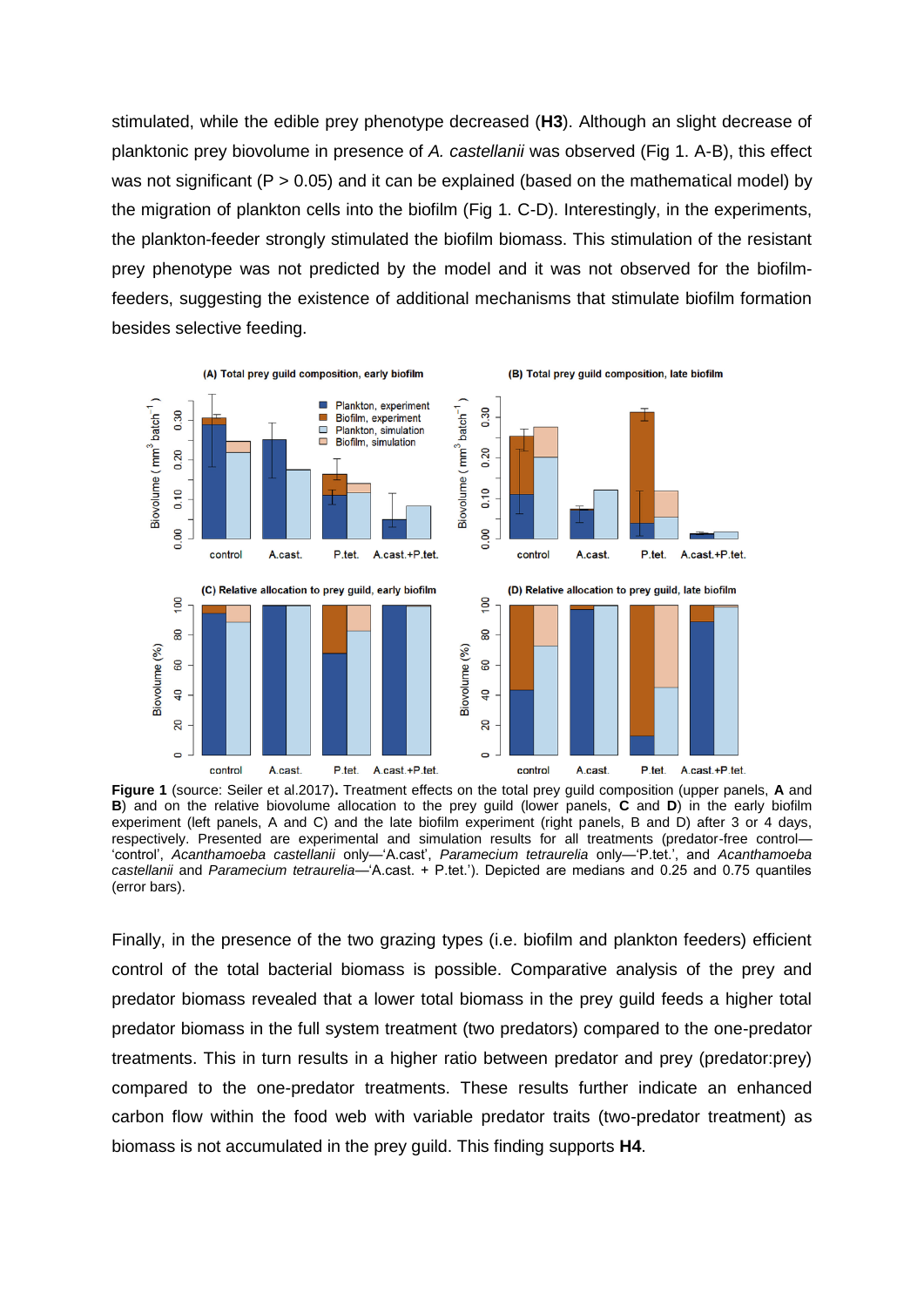stimulated, while the edible prey phenotype decreased (**H3**). Although an slight decrease of planktonic prey biovolume in presence of *A. castellanii* was observed (Fig 1. A-B), this effect was not significant ($P > 0.05$) and it can be explained (based on the mathematical model) by the migration of plankton cells into the biofilm (Fig 1. C-D). Interestingly, in the experiments, the plankton-feeder strongly stimulated the biofilm biomass. This stimulation of the resistant prey phenotype was not predicted by the model and it was not observed for the biofilm-feeders, suggesting the existence of additional mechanisms that stimulate biofilm formation besides selective feeding.

**Figure 1** (source: Seiler et al.2017)**.** Treatment effects on the total prey guild composition (upper panels, **A** and **B**) and on the relative biovolume allocation to the prey guild (lower panels, **C** and **D**) in the early biofilm experiment (left panels, A and C) and the late biofilm experiment (right panels, B and D) after 3 or 4 days, respectively. Presented are experimental and simulation results for all treatments (predator-free control—'control', *Acanthamoeba castellanii* only—'A.cast', *Paramecium tetraurelia* only—'P.tet.', and *Acanthamoeba castellanii* and *Paramecium tetraurelia*—'A.cast. + P.tet.'). Depicted are medians and 0.25 and 0.75 quantiles (error bars).

Finally, in the presence of the two grazing types (i.e. biofilm and plankton feeders) efficient control of the total bacterial biomass is possible. Comparative analysis of the prey and predator biomass revealed that a lower total biomass in the prey guild feeds a higher total predator biomass in the full system treatment (two predators) compared to the one-predator treatments. This in turn results in a higher ratio between predator and prey (predator:prey) compared to the one-predator treatments. These results further indicate an enhanced carbon flow within the food web with variable predator traits (two-predator treatment) as biomass is not accumulated in the prey guild. This finding supports **H4**.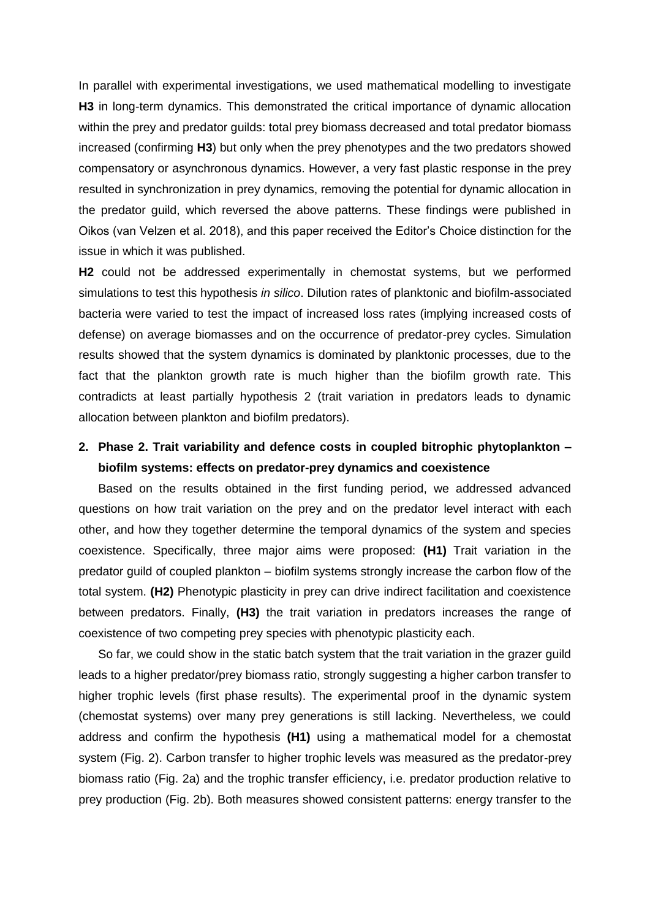In parallel with experimental investigations, we used mathematical modelling to investigate **H3** in long-term dynamics. This demonstrated the critical importance of dynamic allocation within the prey and predator guilds: total prey biomass decreased and total predator biomass increased (confirming **H3**) but only when the prey phenotypes and the two predators showed compensatory or asynchronous dynamics. However, a very fast plastic response in the prey resulted in synchronization in prey dynamics, removing the potential for dynamic allocation in the predator guild, which reversed the above patterns. These findings were published in Oikos (van Velzen et al. 2018), and this paper received the Editor's Choice distinction for the issue in which it was published.

**H2** could not be addressed experimentally in chemostat systems, but we performed simulations to test this hypothesis *in silico*. Dilution rates of planktonic and biofilm-associated bacteria were varied to test the impact of increased loss rates (implying increased costs of defense) on average biomasses and on the occurrence of predator-prey cycles. Simulation results showed that the system dynamics is dominated by planktonic processes, due to the fact that the plankton growth rate is much higher than the biofilm growth rate. This contradicts at least partially hypothesis 2 (trait variation in predators leads to dynamic allocation between plankton and biofilm predators).

## 2. Phase 2. Trait variability and defence costs in coupled bitrophic phytoplankton – biofilm systems: effects on predator-prey dynamics and coexistence

Based on the results obtained in the first funding period, we addressed advanced questions on how trait variation on the prey and on the predator level interact with each other, and how they together determine the temporal dynamics of the system and species coexistence. Specifically, three major aims were proposed: **(H1)** Trait variation in the predator guild of coupled plankton – biofilm systems strongly increase the carbon flow of the total system. **(H2)** Phenotypic plasticity in prey can drive indirect facilitation and coexistence between predators. Finally, **(H3)** the trait variation in predators increases the range of coexistence of two competing prey species with phenotypic plasticity each.

So far, we could show in the static batch system that the trait variation in the grazer guild leads to a higher predator/prey biomass ratio, strongly suggesting a higher carbon transfer to higher trophic levels (first phase results). The experimental proof in the dynamic system (chemostat systems) over many prey generations is still lacking. Nevertheless, we could address and confirm the hypothesis **(H1)** using a mathematical model for a chemostat system (Fig. 2). Carbon transfer to higher trophic levels was measured as the predator-prey biomass ratio (Fig. 2a) and the trophic transfer efficiency, i.e. predator production relative to prey production (Fig. 2b). Both measures showed consistent patterns: energy transfer to the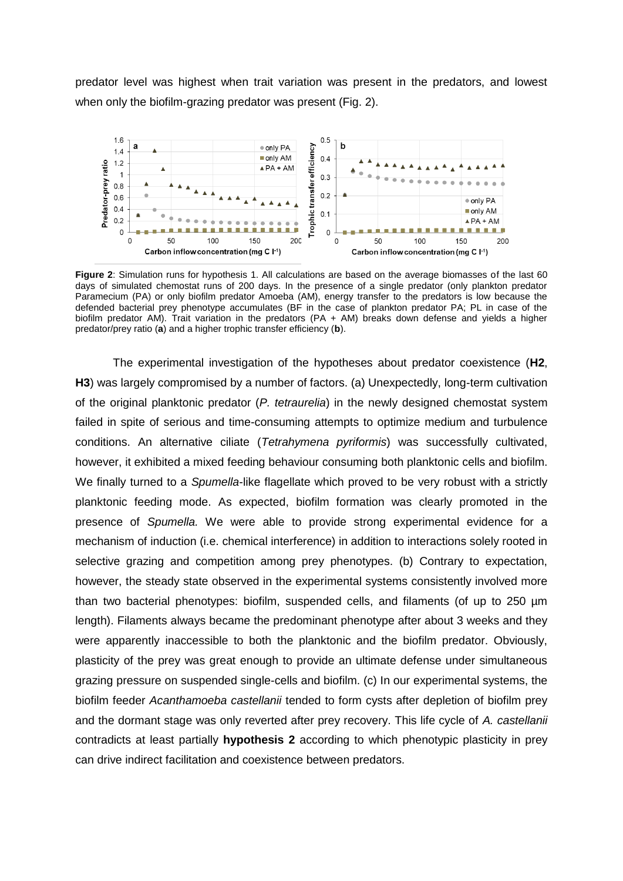predator level was highest when trait variation was present in the predators, and lowest when only the biofilm-grazing predator was present (Fig. 2).

**Figure 2**: Simulation runs for hypothesis 1. All calculations are based on the average biomasses of the last 60 days of simulated chemostat runs of 200 days. In the presence of a single predator (only plankton predator Paramecium (PA) or only biofilm predator Amoeba (AM), energy transfer to the predators is low because the defended bacterial prey phenotype accumulates (BF in the case of plankton predator PA; PL in case of the biofilm predator AM). Trait variation in the predators (PA + AM) breaks down defense and yields a higher predator/prey ratio (**a**) and a higher trophic transfer efficiency (**b**).

The experimental investigation of the hypotheses about predator coexistence (**H2**, **H3**) was largely compromised by a number of factors. (a) Unexpectedly, long-term cultivation of the original planktonic predator (*P. tetraurelia*) in the newly designed chemostat system failed in spite of serious and time-consuming attempts to optimize medium and turbulence conditions. An alternative ciliate (*Tetrahymena pyriformis*) was successfully cultivated, however, it exhibited a mixed feeding behaviour consuming both planktonic cells and biofilm. We finally turned to a *Spumella*-like flagellate which proved to be very robust with a strictly planktonic feeding mode. As expected, biofilm formation was clearly promoted in the presence of *Spumella.* We were able to provide strong experimental evidence for a mechanism of induction (i.e. chemical interference) in addition to interactions solely rooted in selective grazing and competition among prey phenotypes. (b) Contrary to expectation, however, the steady state observed in the experimental systems consistently involved more than two bacterial phenotypes: biofilm, suspended cells, and filaments (of up to 250 µm length). Filaments always became the predominant phenotype after about 3 weeks and they were apparently inaccessible to both the planktonic and the biofilm predator. Obviously, plasticity of the prey was great enough to provide an ultimate defense under simultaneous grazing pressure on suspended single-cells and biofilm. (c) In our experimental systems, the biofilm feeder *Acanthamoeba castellanii* tended to form cysts after depletion of biofilm prey and the dormant stage was only reverted after prey recovery. This life cycle of *A. castellanii* contradicts at least partially **hypothesis 2** according to which phenotypic plasticity in prey can drive indirect facilitation and coexistence between predators.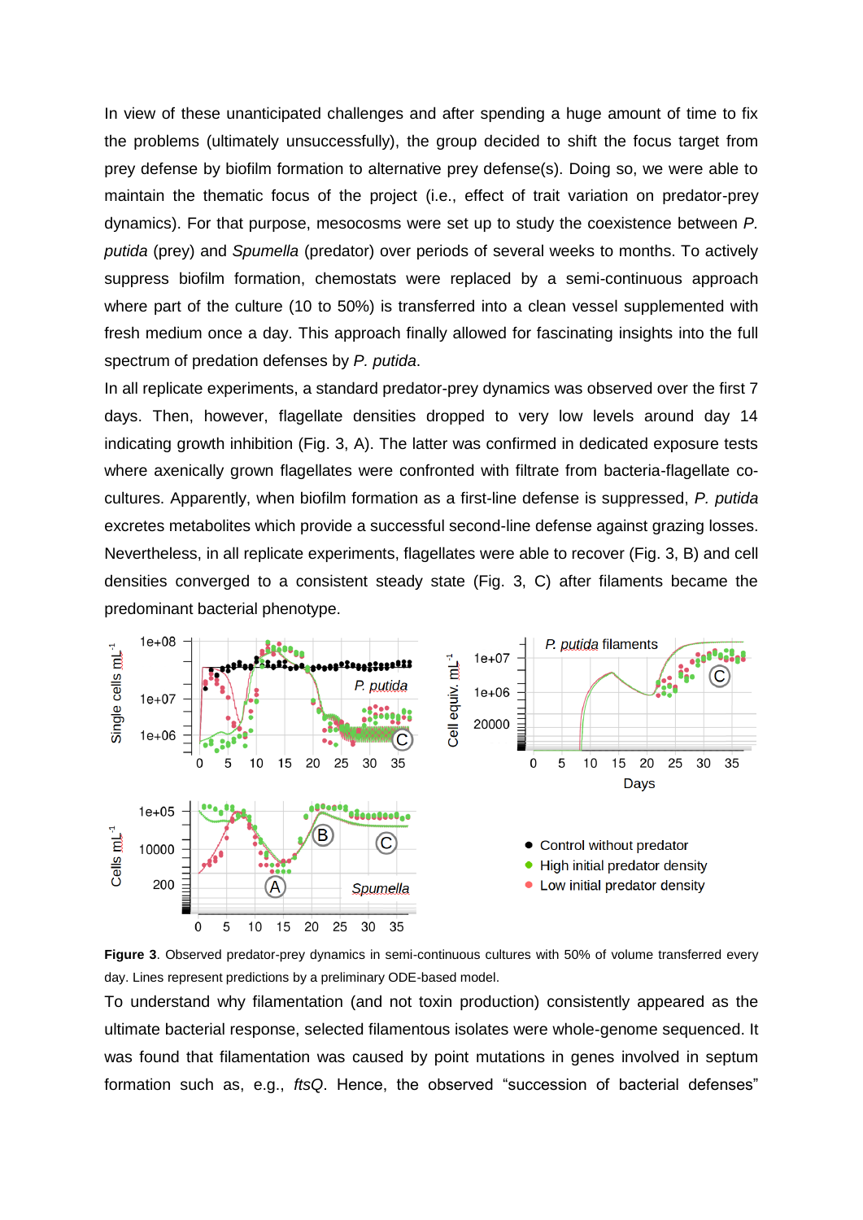In view of these unanticipated challenges and after spending a huge amount of time to fix the problems (ultimately unsuccessfully), the group decided to shift the focus target from prey defense by biofilm formation to alternative prey defense(s). Doing so, we were able to maintain the thematic focus of the project (i.e., effect of trait variation on predator-prey dynamics). For that purpose, mesocosms were set up to study the coexistence between *P. putida* (prey) and *Spumella* (predator) over periods of several weeks to months. To actively suppress biofilm formation, chemostats were replaced by a semi-continuous approach where part of the culture (10 to 50%) is transferred into a clean vessel supplemented with fresh medium once a day. This approach finally allowed for fascinating insights into the full spectrum of predation defenses by *P. putida*.

In all replicate experiments, a standard predator-prey dynamics was observed over the first 7 days. Then, however, flagellate densities dropped to very low levels around day 14 indicating growth inhibition (Fig. 3, A). The latter was confirmed in dedicated exposure tests where axenically grown flagellates were confronted with filtrate from bacteria-flagellate co-cultures. Apparently, when biofilm formation as a first-line defense is suppressed, *P. putida* excretes metabolites which provide a successful second-line defense against grazing losses. Nevertheless, in all replicate experiments, flagellates were able to recover (Fig. 3, B) and cell densities converged to a consistent steady state (Fig. 3, C) after filaments became the predominant bacterial phenotype.

**Figure 3**. Observed predator-prey dynamics in semi-continuous cultures with 50% of volume transferred every day. Lines represent predictions by a preliminary ODE-based model.

To understand why filamentation (and not toxin production) consistently appeared as the ultimate bacterial response, selected filamentous isolates were whole-genome sequenced. It was found that filamentation was caused by point mutations in genes involved in septum formation such as, e.g., *ftsQ*. Hence, the observed "succession of bacterial defenses"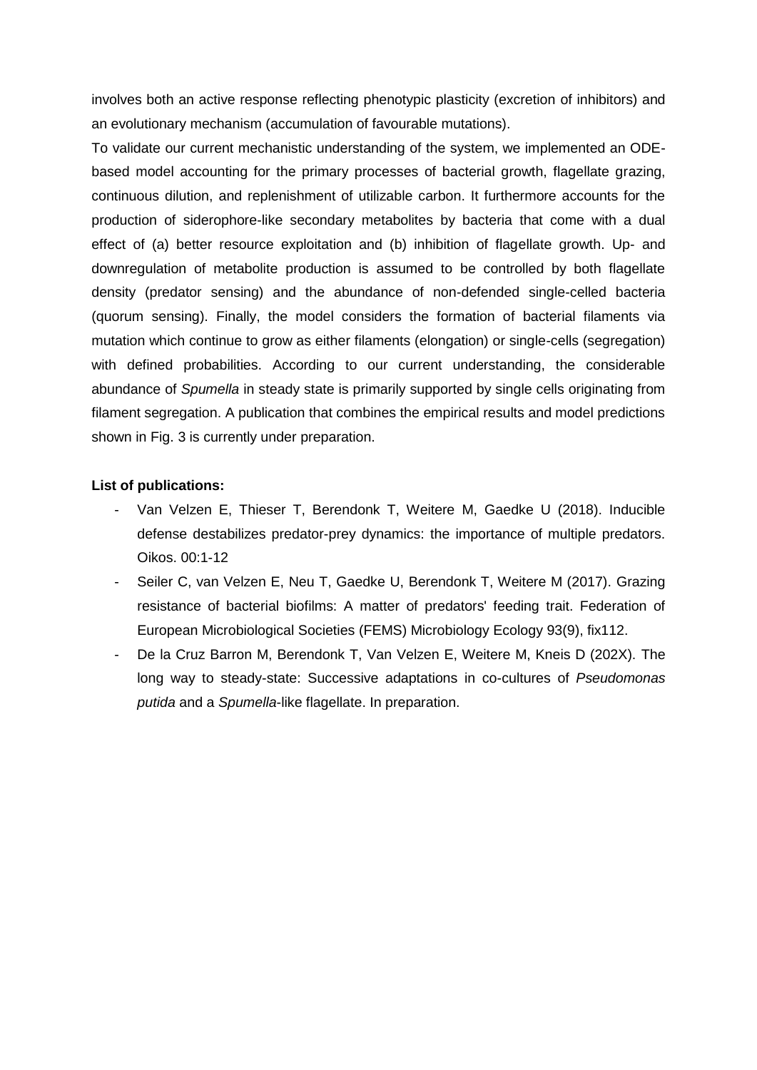involves both an active response reflecting phenotypic plasticity (excretion of inhibitors) and an evolutionary mechanism (accumulation of favourable mutations).

To validate our current mechanistic understanding of the system, we implemented an ODE-based model accounting for the primary processes of bacterial growth, flagellate grazing, continuous dilution, and replenishment of utilizable carbon. It furthermore accounts for the production of siderophore-like secondary metabolites by bacteria that come with a dual effect of (a) better resource exploitation and (b) inhibition of flagellate growth. Up- and downregulation of metabolite production is assumed to be controlled by both flagellate density (predator sensing) and the abundance of non-defended single-celled bacteria (quorum sensing). Finally, the model considers the formation of bacterial filaments via mutation which continue to grow as either filaments (elongation) or single-cells (segregation) with defined probabilities. According to our current understanding, the considerable abundance of *Spumella* in steady state is primarily supported by single cells originating from filament segregation. A publication that combines the empirical results and model predictions shown in Fig. 3 is currently under preparation.

**List of publications:**

- Van Velzen E, Thieser T, Berendonk T, Weitere M, Gaedke U (2018). Inducible defense destabilizes predator-prey dynamics: the importance of multiple predators. Oikos. 00:1-12
- Seiler C, van Velzen E, Neu T, Gaedke U, Berendonk T, Weitere M (2017). Grazing resistance of bacterial biofilms: A matter of predators' feeding trait. Federation of European Microbiological Societies (FEMS) Microbiology Ecology 93(9), fix112.
- De la Cruz Barron M, Berendonk T, Van Velzen E, Weitere M, Kneis D (202X). The long way to steady-state: Successive adaptations in co-cultures of *Pseudomonas putida* and a *Spumella*-like flagellate. In preparation.